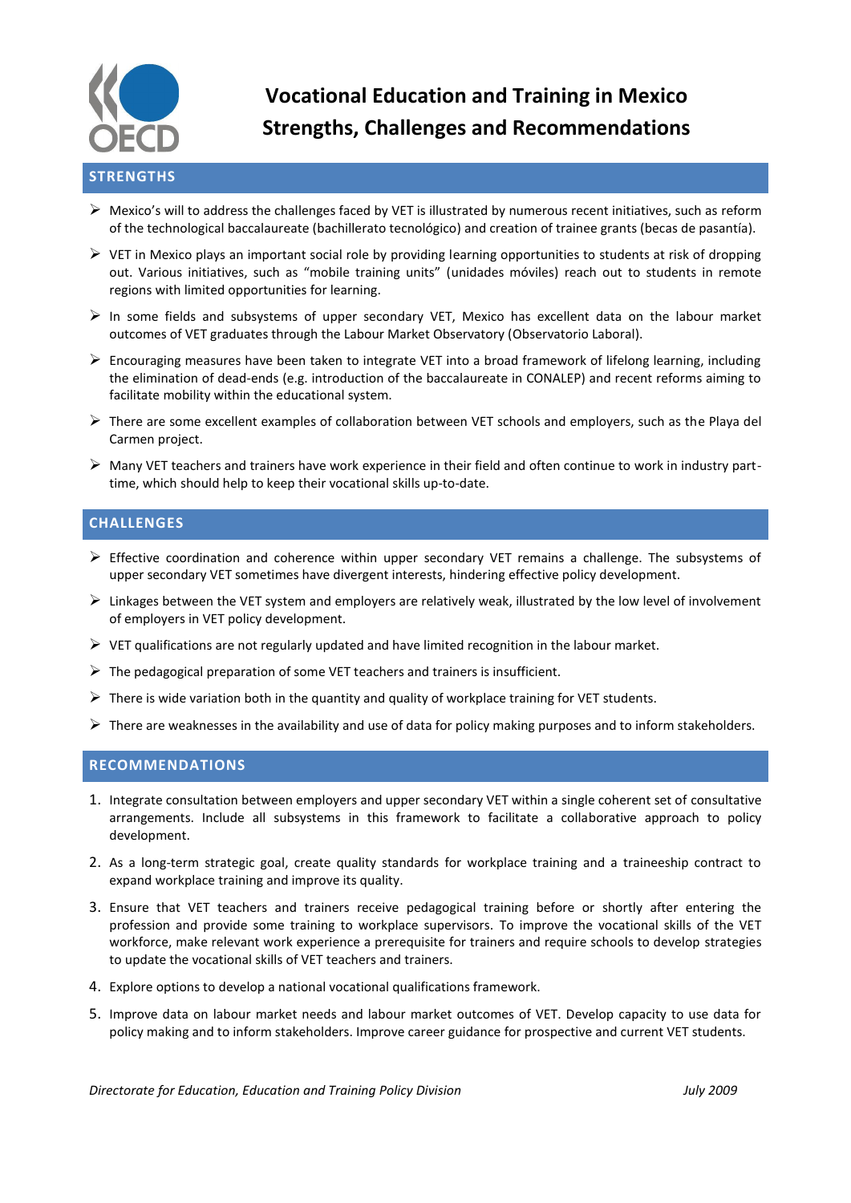# Vocational Education and Training in Mexico
# Strengths, Challenges and Recommendations

## STRENGTHS

- Mexico's will to address the challenges faced by VET is illustrated by numerous recent initiatives, such as reform of the technological baccalaureate (bachillerato tecnológico) and creation of trainee grants (becas de pasantía).
- VET in Mexico plays an important social role by providing learning opportunities to students at risk of dropping out. Various initiatives, such as "mobile training units" (unidades móviles) reach out to students in remote regions with limited opportunities for learning.
- In some fields and subsystems of upper secondary VET, Mexico has excellent data on the labour market outcomes of VET graduates through the Labour Market Observatory (Observatorio Laboral).
- Encouraging measures have been taken to integrate VET into a broad framework of lifelong learning, including the elimination of dead-ends (e.g. introduction of the baccalaureate in CONALEP) and recent reforms aiming to facilitate mobility within the educational system.
- There are some excellent examples of collaboration between VET schools and employers, such as the Playa del Carmen project.
- Many VET teachers and trainers have work experience in their field and often continue to work in industry part-time, which should help to keep their vocational skills up-to-date.

## CHALLENGES

- Effective coordination and coherence within upper secondary VET remains a challenge. The subsystems of upper secondary VET sometimes have divergent interests, hindering effective policy development.
- Linkages between the VET system and employers are relatively weak, illustrated by the low level of involvement of employers in VET policy development.
- VET qualifications are not regularly updated and have limited recognition in the labour market.
- The pedagogical preparation of some VET teachers and trainers is insufficient.
- There is wide variation both in the quantity and quality of workplace training for VET students.
- There are weaknesses in the availability and use of data for policy making purposes and to inform stakeholders.

## RECOMMENDATIONS

1. Integrate consultation between employers and upper secondary VET within a single coherent set of consultative arrangements. Include all subsystems in this framework to facilitate a collaborative approach to policy development.
2. As a long-term strategic goal, create quality standards for workplace training and a traineeship contract to expand workplace training and improve its quality.
3. Ensure that VET teachers and trainers receive pedagogical training before or shortly after entering the profession and provide some training to workplace supervisors. To improve the vocational skills of the VET workforce, make relevant work experience a prerequisite for trainers and require schools to develop strategies to update the vocational skills of VET teachers and trainers.
4. Explore options to develop a national vocational qualifications framework.
5. Improve data on labour market needs and labour market outcomes of VET. Develop capacity to use data for policy making and to inform stakeholders. Improve career guidance for prospective and current VET students.

*Directorate for Education, Education and Training Policy Division* — *July 2009*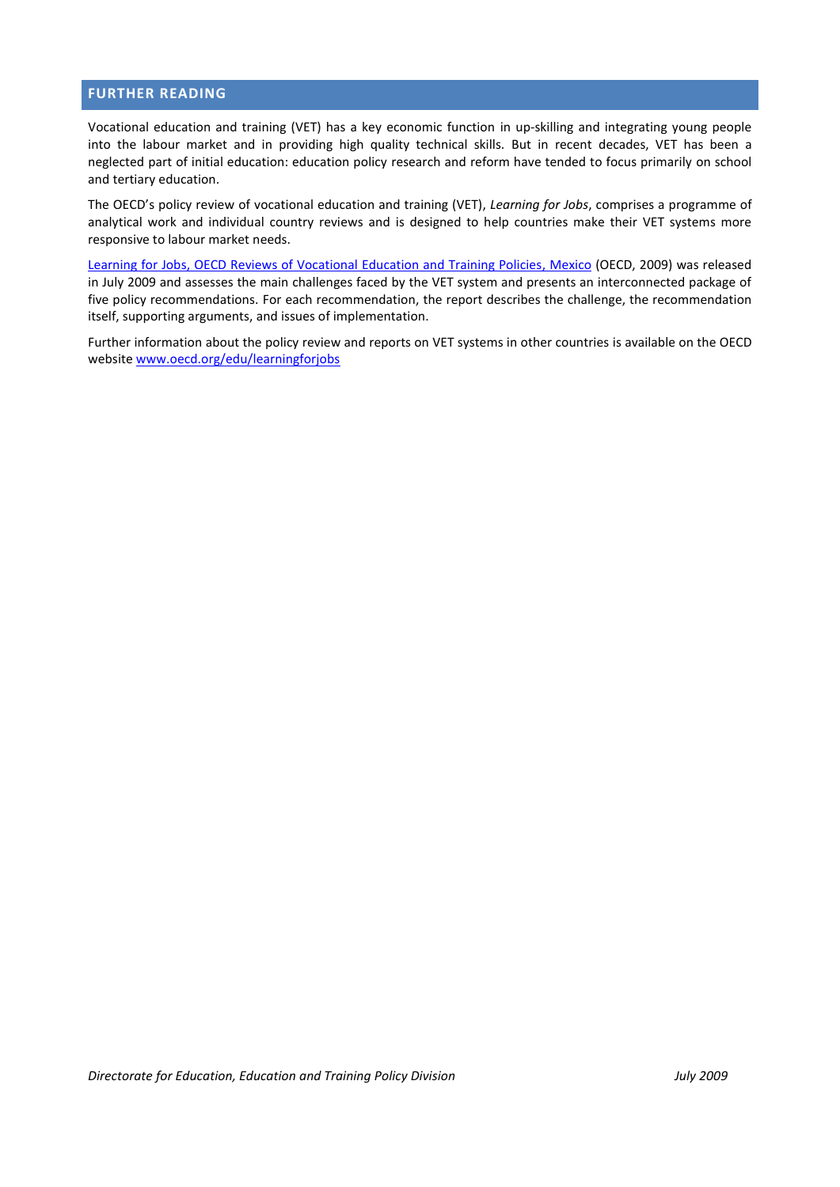## FURTHER READING

Vocational education and training (VET) has a key economic function in up-skilling and integrating young people into the labour market and in providing high quality technical skills. But in recent decades, VET has been a neglected part of initial education: education policy research and reform have tended to focus primarily on school and tertiary education.

The OECD's policy review of vocational education and training (VET), *Learning for Jobs*, comprises a programme of analytical work and individual country reviews and is designed to help countries make their VET systems more responsive to labour market needs.

Learning for Jobs, OECD Reviews of Vocational Education and Training Policies, Mexico (OECD, 2009) was released in July 2009 and assesses the main challenges faced by the VET system and presents an interconnected package of five policy recommendations. For each recommendation, the report describes the challenge, the recommendation itself, supporting arguments, and issues of implementation.

Further information about the policy review and reports on VET systems in other countries is available on the OECD website www.oecd.org/edu/learningforjobs

*Directorate for Education, Education and Training Policy Division* *July 2009*